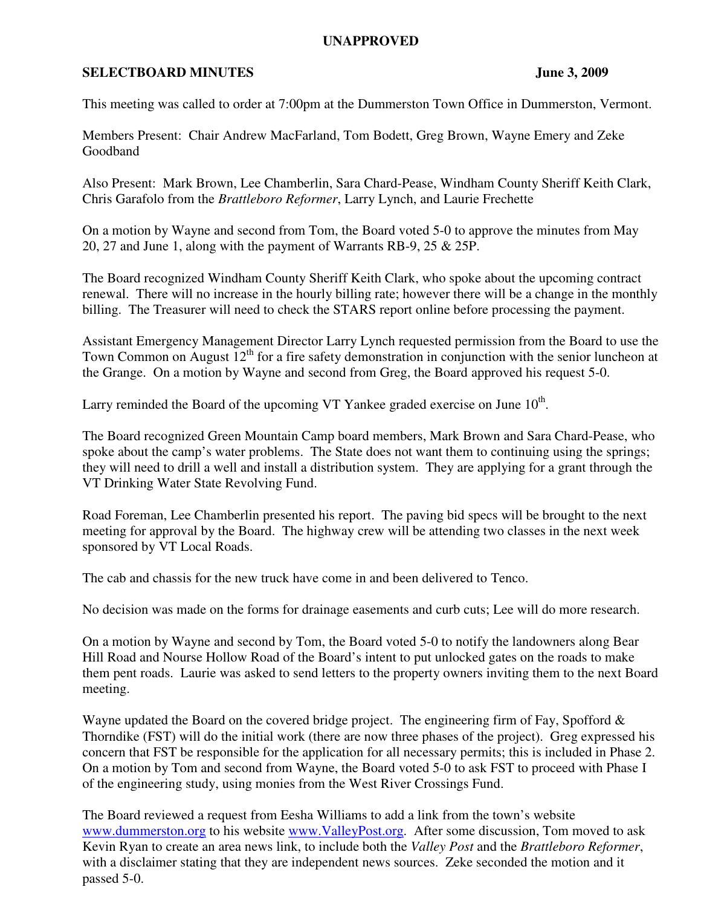**UNAPPROVED**

**SELECTBOARD MINUTES** **June 3, 2009**

This meeting was called to order at 7:00pm at the Dummerston Town Office in Dummerston, Vermont.

Members Present: Chair Andrew MacFarland, Tom Bodett, Greg Brown, Wayne Emery and Zeke Goodband

Also Present: Mark Brown, Lee Chamberlin, Sara Chard-Pease, Windham County Sheriff Keith Clark, Chris Garafolo from the *Brattleboro Reformer*, Larry Lynch, and Laurie Frechette

On a motion by Wayne and second from Tom, the Board voted 5-0 to approve the minutes from May 20, 27 and June 1, along with the payment of Warrants RB-9, 25 & 25P.

The Board recognized Windham County Sheriff Keith Clark, who spoke about the upcoming contract renewal. There will no increase in the hourly billing rate; however there will be a change in the monthly billing. The Treasurer will need to check the STARS report online before processing the payment.

Assistant Emergency Management Director Larry Lynch requested permission from the Board to use the Town Common on August 12th for a fire safety demonstration in conjunction with the senior luncheon at the Grange. On a motion by Wayne and second from Greg, the Board approved his request 5-0.

Larry reminded the Board of the upcoming VT Yankee graded exercise on June 10th.

The Board recognized Green Mountain Camp board members, Mark Brown and Sara Chard-Pease, who spoke about the camp's water problems. The State does not want them to continuing using the springs; they will need to drill a well and install a distribution system. They are applying for a grant through the VT Drinking Water State Revolving Fund.

Road Foreman, Lee Chamberlin presented his report. The paving bid specs will be brought to the next meeting for approval by the Board. The highway crew will be attending two classes in the next week sponsored by VT Local Roads.

The cab and chassis for the new truck have come in and been delivered to Tenco.

No decision was made on the forms for drainage easements and curb cuts; Lee will do more research.

On a motion by Wayne and second by Tom, the Board voted 5-0 to notify the landowners along Bear Hill Road and Nourse Hollow Road of the Board's intent to put unlocked gates on the roads to make them pent roads. Laurie was asked to send letters to the property owners inviting them to the next Board meeting.

Wayne updated the Board on the covered bridge project. The engineering firm of Fay, Spofford & Thorndike (FST) will do the initial work (there are now three phases of the project). Greg expressed his concern that FST be responsible for the application for all necessary permits; this is included in Phase 2. On a motion by Tom and second from Wayne, the Board voted 5-0 to ask FST to proceed with Phase I of the engineering study, using monies from the West River Crossings Fund.

The Board reviewed a request from Eesha Williams to add a link from the town's website [www.dummerston.org](www.dummerston.org) to his website [www.ValleyPost.org](www.ValleyPost.org). After some discussion, Tom moved to ask Kevin Ryan to create an area news link, to include both the *Valley Post* and the *Brattleboro Reformer*, with a disclaimer stating that they are independent news sources. Zeke seconded the motion and it passed 5-0.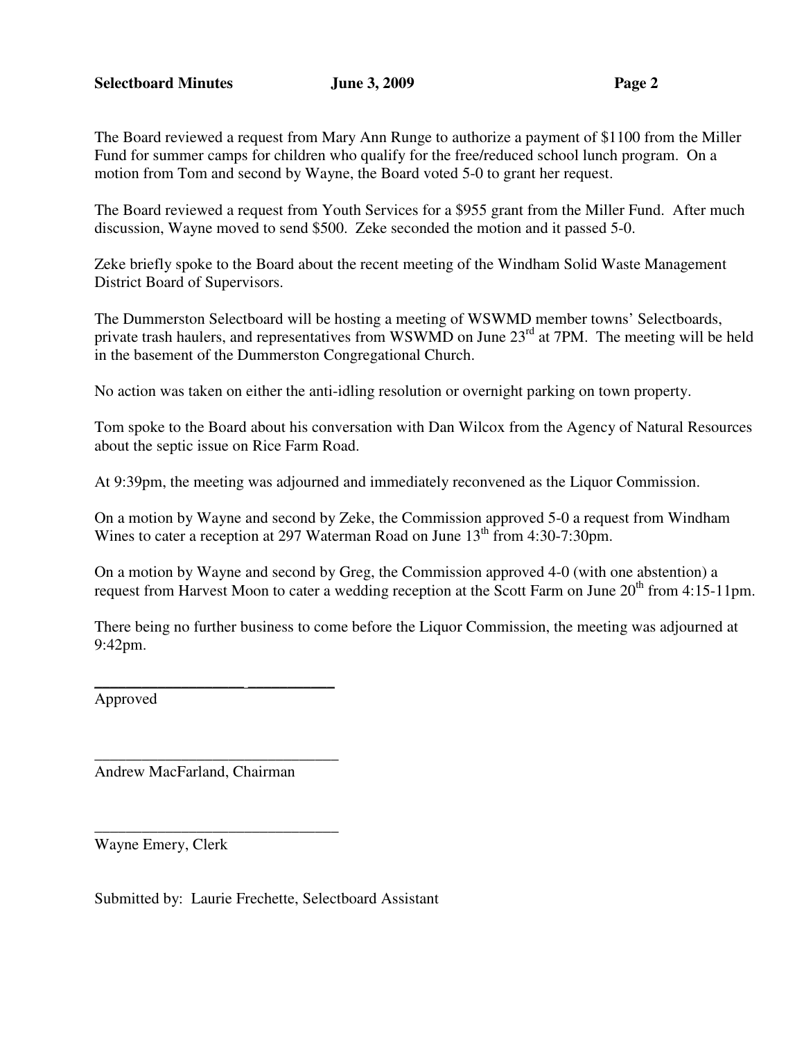The Board reviewed a request from Mary Ann Runge to authorize a payment of $1100 from the Miller Fund for summer camps for children who qualify for the free/reduced school lunch program. On a motion from Tom and second by Wayne, the Board voted 5-0 to grant her request.

The Board reviewed a request from Youth Services for a $955 grant from the Miller Fund. After much discussion, Wayne moved to send $500. Zeke seconded the motion and it passed 5-0.

Zeke briefly spoke to the Board about the recent meeting of the Windham Solid Waste Management District Board of Supervisors.

The Dummerston Selectboard will be hosting a meeting of WSWMD member towns' Selectboards, private trash haulers, and representatives from WSWMD on June 23rd at 7PM. The meeting will be held in the basement of the Dummerston Congregational Church.

No action was taken on either the anti-idling resolution or overnight parking on town property.

Tom spoke to the Board about his conversation with Dan Wilcox from the Agency of Natural Resources about the septic issue on Rice Farm Road.

At 9:39pm, the meeting was adjourned and immediately reconvened as the Liquor Commission.

On a motion by Wayne and second by Zeke, the Commission approved 5-0 a request from Windham Wines to cater a reception at 297 Waterman Road on June 13th from 4:30-7:30pm.

On a motion by Wayne and second by Greg, the Commission approved 4-0 (with one abstention) a request from Harvest Moon to cater a wedding reception at the Scott Farm on June 20th from 4:15-11pm.

There being no further business to come before the Liquor Commission, the meeting was adjourned at 9:42pm.

______________________________
Approved

______________________________
Andrew MacFarland, Chairman

______________________________
Wayne Emery, Clerk

Submitted by: Laurie Frechette, Selectboard Assistant